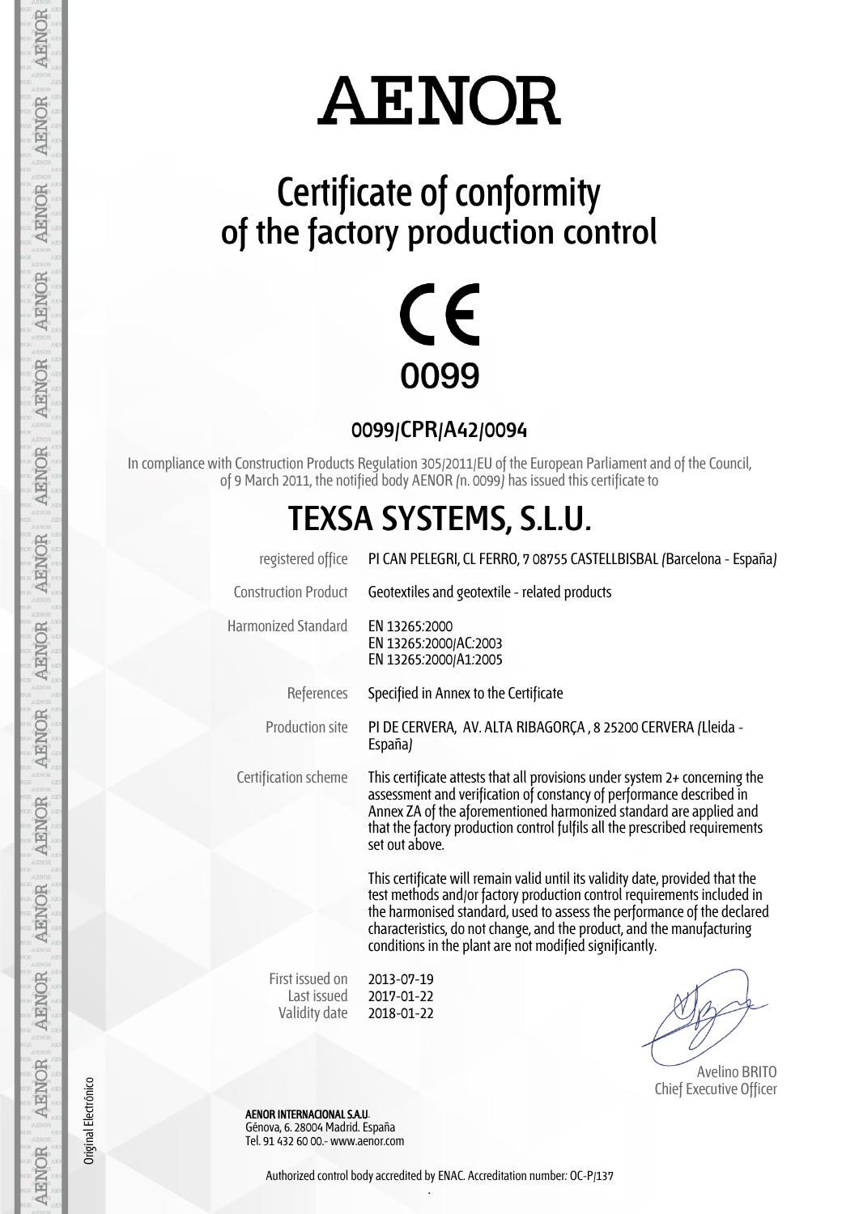# AENOR

## Certificate of conformity of the factory production control

CE

0099

### 0099/CPR/A42/0094

In compliance with Construction Products Regulation 305/2011/EU of the European Parliament and of the Council, of 9 March 2011, the notified body AENOR (n. 0099) has issued this certificate to

## TEXSA SYSTEMS, S.L.U.

| | |
|---|---|
| registered office | PI CAN PELEGRI, CL FERRO, 7 08755 CASTELLBISBAL (Barcelona - España) |
| Construction Product | Geotextiles and geotextile - related products |
| Harmonized Standard | EN 13265:2000<br>EN 13265:2000/AC:2003<br>EN 13265:2000/A1:2005 |
| References | Specified in Annex to the Certificate |
| Production site | PI DE CERVERA, AV. ALTA RIBAGORÇA , 8 25200 CERVERA (Lleida - España) |
| Certification scheme | This certificate attests that all provisions under system 2+ concerning the assessment and verification of constancy of performance described in Annex ZA of the aforementioned harmonized standard are applied and that the factory production control fulfils all the prescribed requirements set out above. |

This certificate will remain valid until its validity date, provided that the test methods and/or factory production control requirements included in the harmonised standard, used to assess the performance of the declared characteristics, do not change, and the product, and the manufacturing conditions in the plant are not modified significantly.

| | |
|---|---|
| First issued on | 2013-07-19 |
| Last issued | 2017-01-22 |
| Validity date | 2018-01-22 |

Avelino BRITO
Chief Executive Officer

**AENOR INTERNACIONAL S.A.U.**
Génova, 6. 28004 Madrid. España
Tel. 91 432 60 00.- www.aenor.com

Original Electrónico

Authorized control body accredited by ENAC. Accreditation number: OC-P/137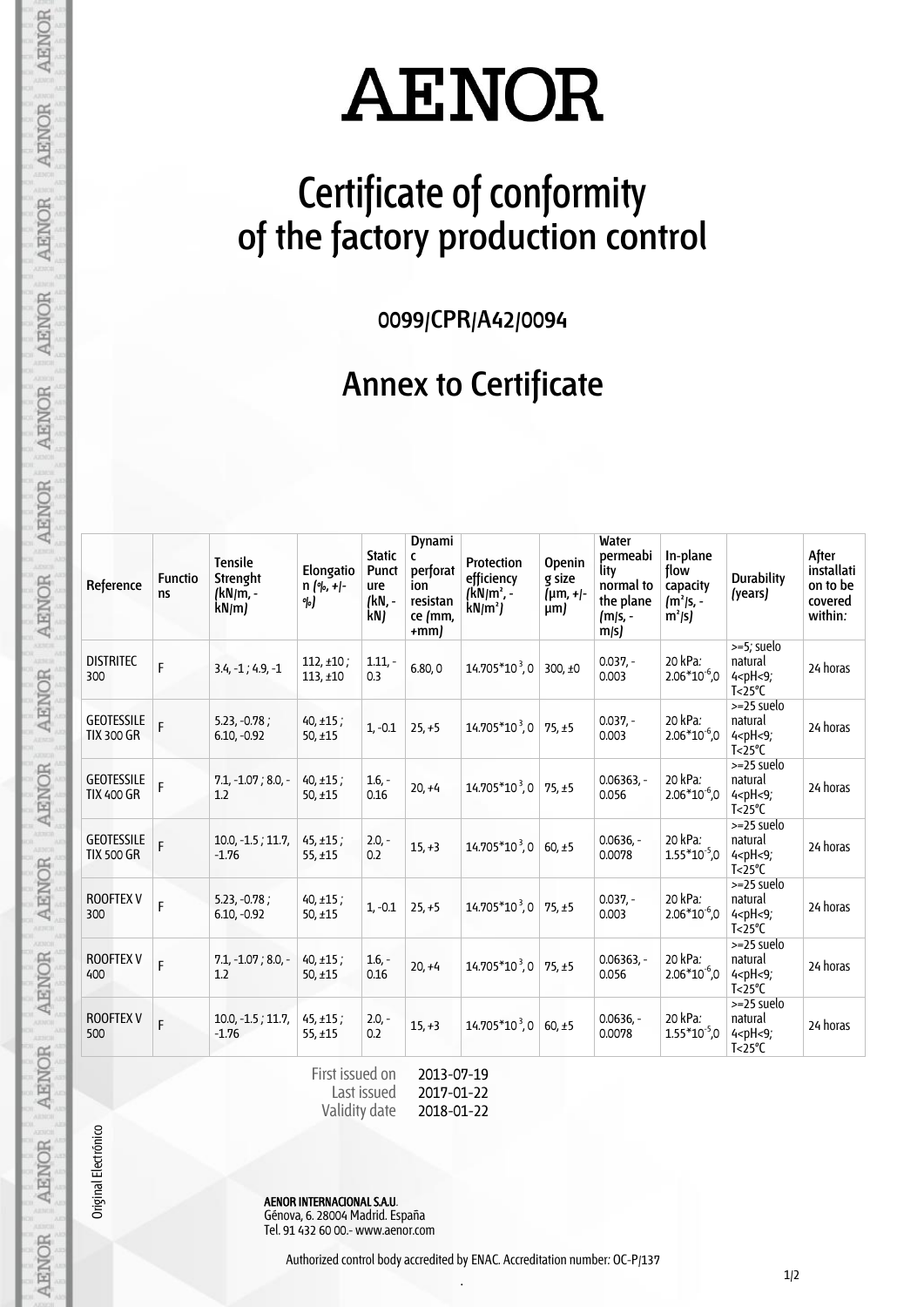# AENOR

# Certificate of conformity of the factory production control

0099/CPR/A42/0094

## Annex to Certificate

| Reference | Functions | Tensile Strenght (kN/m, -kN/m) | Elongation (%, +/-%) | Static Puncture (kN, -kN) | Dynamic perforation resistance (mm, +mm) | Protection efficiency (kN/m², -kN/m²) | Opening size (µm, +/-µm) | Water permeability normal to the plane (m/s, -m/s) | In-plane flow capacity (m²/s, -m²/s) | Durability (years) | After installation to be covered within: |
|---|---|---|---|---|---|---|---|---|---|---|---|
| DISTRITEC 300 | F | 3.4, -1 ; 4.9, -1 | 112, ±10 ; 113, ±10 | 1.11, -0.3 | 6.80, 0 | $14.705*10^{3}$, 0 | 300, ±0 | 0.037, -0.003 | 20 kPa: $2.06*10^{-6}$,0 | >=5; suelo natural 4<pH<9; T<25°C | 24 horas |
| GEOTESSILE TIX 300 GR | F | 5.23, -0.78 ; 6.10, -0.92 | 40, ±15 ; 50, ±15 | 1, -0.1 | 25, +5 | $14.705*10^{3}$, 0 | 75, ±5 | 0.037, -0.003 | 20 kPa: $2.06*10^{-6}$,0 | >=25 suelo natural 4<pH<9; T<25°C | 24 horas |
| GEOTESSILE TIX 400 GR | F | 7.1, -1.07 ; 8.0, -1.2 | 40, ±15 ; 50, ±15 | 1.6, -0.16 | 20, +4 | $14.705*10^{3}$, 0 | 75, ±5 | 0.06363, -0.056 | 20 kPa: $2.06*10^{-6}$,0 | >=25 suelo natural 4<pH<9; T<25°C | 24 horas |
| GEOTESSILE TIX 500 GR | F | 10.0, -1.5 ; 11.7, -1.76 | 45, ±15 ; 55, ±15 | 2.0, -0.2 | 15, +3 | $14.705*10^{3}$, 0 | 60, ±5 | 0.0636, -0.0078 | 20 kPa: $1.55*10^{-5}$,0 | >=25 suelo natural 4<pH<9; T<25°C | 24 horas |
| ROOFTEX V 300 | F | 5.23, -0.78 ; 6.10, -0.92 | 40, ±15 ; 50, ±15 | 1, -0.1 | 25, +5 | $14.705*10^{3}$, 0 | 75, ±5 | 0.037, -0.003 | 20 kPa: $2.06*10^{-6}$,0 | >=25 suelo natural 4<pH<9; T<25°C | 24 horas |
| ROOFTEX V 400 | F | 7.1, -1.07 ; 8.0, -1.2 | 40, ±15 ; 50, ±15 | 1.6, -0.16 | 20, +4 | $14.705*10^{3}$, 0 | 75, ±5 | 0.06363, -0.056 | 20 kPa: $2.06*10^{-6}$,0 | >=25 suelo natural 4<pH<9; T<25°C | 24 horas |
| ROOFTEX V 500 | F | 10.0, -1.5 ; 11.7, -1.76 | 45, ±15 ; 55, ±15 | 2.0, -0.2 | 15, +3 | $14.705*10^{3}$, 0 | 60, ±5 | 0.0636, -0.0078 | 20 kPa: $1.55*10^{-5}$,0 | >=25 suelo natural 4<pH<9; T<25°C | 24 horas |

First issued on 2013-07-19
Last issued 2017-01-22
Validity date 2018-01-22

Original Electrónico

**AENOR INTERNACIONAL S.A.U.**
Génova, 6. 28004 Madrid. España
Tel. 91 432 60 00.- www.aenor.com

Authorized control body accredited by ENAC. Accreditation number: OC-P/137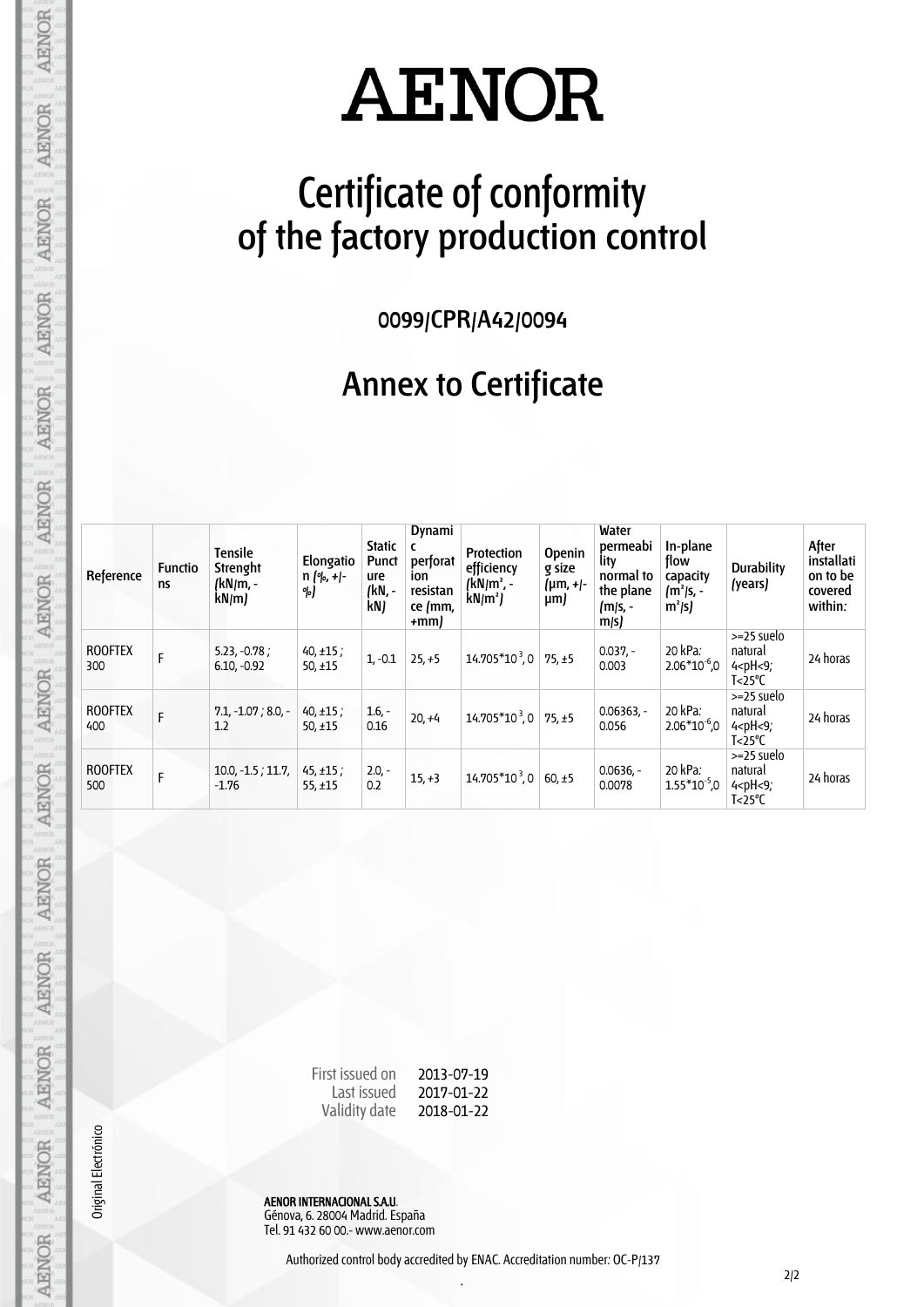# AENOR

## Certificate of conformity of the factory production control

0099/CPR/A42/0094

## Annex to Certificate

| Reference | Functions | Tensile Strenght (kN/m, -kN/m) | Elongation (%, +/-%) | Static Puncture (kN, -kN) | Dynamic perforation resistance (mm, +mm) | Protection efficiency ($kN/m^2$, -$kN/m^2$) | Opening size (µm, +/-µm) | Water permeability normal to the plane (m/s, -m/s) | In-plane flow capacity ($m^2$/s, -$m^2$/s) | Durability (years) | After installation to be covered within: |
|---|---|---|---|---|---|---|---|---|---|---|---|
| ROOFTEX 300 | F | 5.23, -0.78 ; 6.10, -0.92 | 40, ±15 ; 50, ±15 | 1, -0.1 | 25, +5 | $14.705*10^3$, 0 | 75, ±5 | 0.037, -0.003 | 20 kPa: $2.06*10^{-6}$,0 | >=25 suelo natural 4<pH<9; T<25ºC | 24 horas |
| ROOFTEX 400 | F | 7.1, -1.07 ; 8.0, -1.2 | 40, ±15 ; 50, ±15 | 1.6, -0.16 | 20, +4 | $14.705*10^3$, 0 | 75, ±5 | 0.06363, -0.056 | 20 kPa: $2.06*10^{-6}$,0 | >=25 suelo natural 4<pH<9; T<25ºC | 24 horas |
| ROOFTEX 500 | F | 10.0, -1.5 ; 11.7, -1.76 | 45, ±15 ; 55, ±15 | 2.0, -0.2 | 15, +3 | $14.705*10^3$, 0 | 60, ±5 | 0.0636, -0.0078 | 20 kPa: $1.55*10^{-5}$,0 | >=25 suelo natural 4<pH<9; T<25ºC | 24 horas |

First issued on 2013-07-19
Last issued 2017-01-22
Validity date 2018-01-22

Original Electrónico

**AENOR INTERNACIONAL S.A.U.**
Génova, 6. 28004 Madrid. España
Tel. 91 432 60 00.- www.aenor.com

Authorized control body accredited by ENAC. Accreditation number: OC-P/137